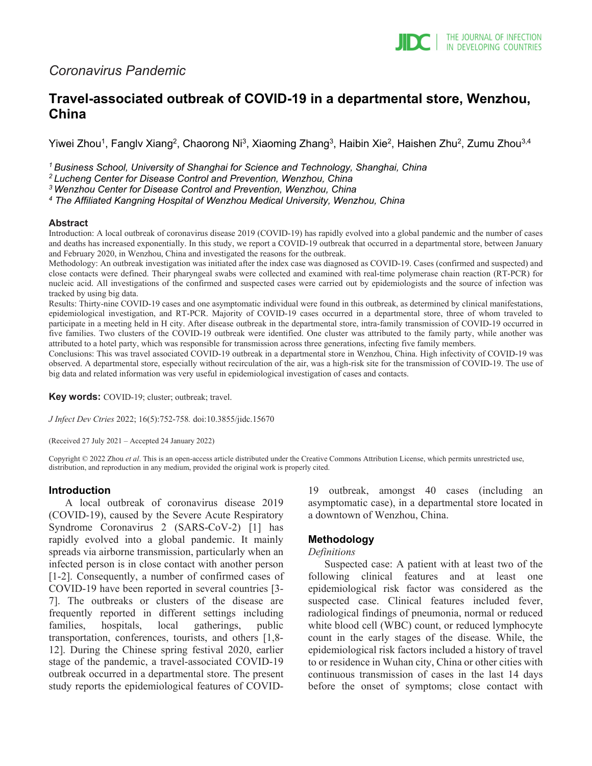*Coronavirus Pandemic*

# Travel-associated outbreak of COVID-19 in a departmental store, Wenzhou, China

Yiwei Zhou[1], Fanglv Xiang[2], Chaorong Ni[3], Xiaoming Zhang[3], Haibin Xie[2], Haishen Zhu[2], Zumu Zhou[3,4]

*[1] Business School, University of Shanghai for Science and Technology, Shanghai, China*
*[2] Lucheng Center for Disease Control and Prevention, Wenzhou, China*
*[3] Wenzhou Center for Disease Control and Prevention, Wenzhou, China*
*[4] The Affiliated Kangning Hospital of Wenzhou Medical University, Wenzhou, China*

## Abstract

Introduction: A local outbreak of coronavirus disease 2019 (COVID-19) has rapidly evolved into a global pandemic and the number of cases and deaths has increased exponentially. In this study, we report a COVID-19 outbreak that occurred in a departmental store, between January and February 2020, in Wenzhou, China and investigated the reasons for the outbreak.

Methodology: An outbreak investigation was initiated after the index case was diagnosed as COVID-19. Cases (confirmed and suspected) and close contacts were defined. Their pharyngeal swabs were collected and examined with real-time polymerase chain reaction (RT-PCR) for nucleic acid. All investigations of the confirmed and suspected cases were carried out by epidemiologists and the source of infection was tracked by using big data.

Results: Thirty-nine COVID-19 cases and one asymptomatic individual were found in this outbreak, as determined by clinical manifestations, epidemiological investigation, and RT-PCR. Majority of COVID-19 cases occurred in a departmental store, three of whom traveled to participate in a meeting held in H city. After disease outbreak in the departmental store, intra-family transmission of COVID-19 occurred in five families. Two clusters of the COVID-19 outbreak were identified. One cluster was attributed to the family party, while another was attributed to a hotel party, which was responsible for transmission across three generations, infecting five family members.

Conclusions: This was travel associated COVID-19 outbreak in a departmental store in Wenzhou, China. High infectivity of COVID-19 was observed. A departmental store, especially without recirculation of the air, was a high-risk site for the transmission of COVID-19. The use of big data and related information was very useful in epidemiological investigation of cases and contacts.

**Key words:** COVID-19; cluster; outbreak; travel.

*J Infect Dev Ctries* 2022; 16(5):752-758. doi:10.3855/jidc.15670

(Received 27 July 2021 – Accepted 24 January 2022)

Copyright © 2022 Zhou *et al*. This is an open-access article distributed under the Creative Commons Attribution License, which permits unrestricted use, distribution, and reproduction in any medium, provided the original work is properly cited.

## Introduction

A local outbreak of coronavirus disease 2019 (COVID-19), caused by the Severe Acute Respiratory Syndrome Coronavirus 2 (SARS-CoV-2) [1] has rapidly evolved into a global pandemic. It mainly spreads via airborne transmission, particularly when an infected person is in close contact with another person [1-2]. Consequently, a number of confirmed cases of COVID-19 have been reported in several countries [3-7]. The outbreaks or clusters of the disease are frequently reported in different settings including families, hospitals, local gatherings, public transportation, conferences, tourists, and others [1,8-12]. During the Chinese spring festival 2020, earlier stage of the pandemic, a travel-associated COVID-19 outbreak occurred in a departmental store. The present study reports the epidemiological features of COVID-19 outbreak, amongst 40 cases (including an asymptomatic case), in a departmental store located in a downtown of Wenzhou, China.

## Methodology

### *Definitions*

Suspected case: A patient with at least two of the following clinical features and at least one epidemiological risk factor was considered as the suspected case. Clinical features included fever, radiological findings of pneumonia, normal or reduced white blood cell (WBC) count, or reduced lymphocyte count in the early stages of the disease. While, the epidemiological risk factors included a history of travel to or residence in Wuhan city, China or other cities with continuous transmission of cases in the last 14 days before the onset of symptoms; close contact with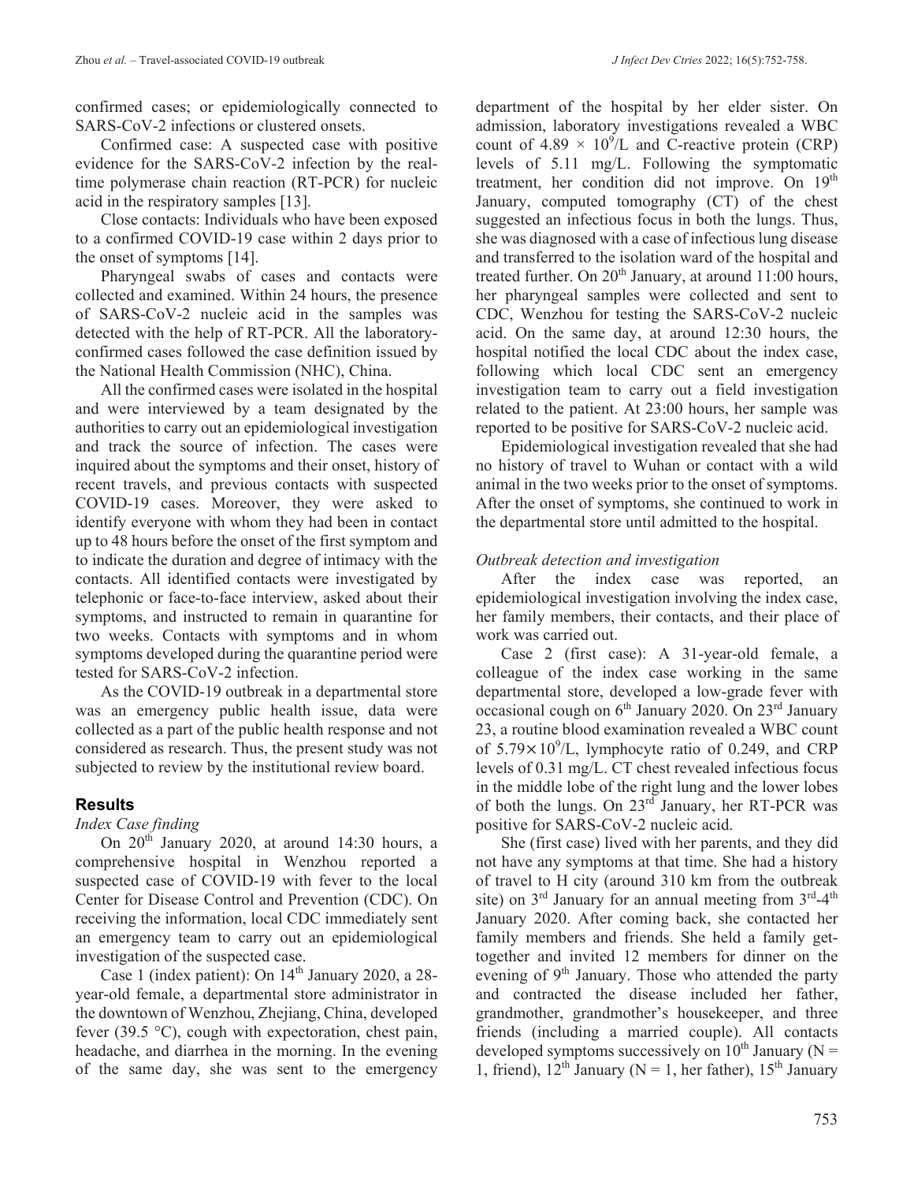confirmed cases; or epidemiologically connected to SARS-CoV-2 infections or clustered onsets.

Confirmed case: A suspected case with positive evidence for the SARS-CoV-2 infection by the real-time polymerase chain reaction (RT-PCR) for nucleic acid in the respiratory samples [13].

Close contacts: Individuals who have been exposed to a confirmed COVID-19 case within 2 days prior to the onset of symptoms [14].

Pharyngeal swabs of cases and contacts were collected and examined. Within 24 hours, the presence of SARS-CoV-2 nucleic acid in the samples was detected with the help of RT-PCR. All the laboratory-confirmed cases followed the case definition issued by the National Health Commission (NHC), China.

All the confirmed cases were isolated in the hospital and were interviewed by a team designated by the authorities to carry out an epidemiological investigation and track the source of infection. The cases were inquired about the symptoms and their onset, history of recent travels, and previous contacts with suspected COVID-19 cases. Moreover, they were asked to identify everyone with whom they had been in contact up to 48 hours before the onset of the first symptom and to indicate the duration and degree of intimacy with the contacts. All identified contacts were investigated by telephonic or face-to-face interview, asked about their symptoms, and instructed to remain in quarantine for two weeks. Contacts with symptoms and in whom symptoms developed during the quarantine period were tested for SARS-CoV-2 infection.

As the COVID-19 outbreak in a departmental store was an emergency public health issue, data were collected as a part of the public health response and not considered as research. Thus, the present study was not subjected to review by the institutional review board.

## Results

### *Index Case finding*

On 20th January 2020, at around 14:30 hours, a comprehensive hospital in Wenzhou reported a suspected case of COVID-19 with fever to the local Center for Disease Control and Prevention (CDC). On receiving the information, local CDC immediately sent an emergency team to carry out an epidemiological investigation of the suspected case.

Case 1 (index patient): On 14th January 2020, a 28-year-old female, a departmental store administrator in the downtown of Wenzhou, Zhejiang, China, developed fever (39.5 °C), cough with expectoration, chest pain, headache, and diarrhea in the morning. In the evening of the same day, she was sent to the emergency department of the hospital by her elder sister. On admission, laboratory investigations revealed a WBC count of $4.89 \times 10^9$/L and C-reactive protein (CRP) levels of 5.11 mg/L. Following the symptomatic treatment, her condition did not improve. On 19th January, computed tomography (CT) of the chest suggested an infectious focus in both the lungs. Thus, she was diagnosed with a case of infectious lung disease and transferred to the isolation ward of the hospital and treated further. On 20th January, at around 11:00 hours, her pharyngeal samples were collected and sent to CDC, Wenzhou for testing the SARS-CoV-2 nucleic acid. On the same day, at around 12:30 hours, the hospital notified the local CDC about the index case, following which local CDC sent an emergency investigation team to carry out a field investigation related to the patient. At 23:00 hours, her sample was reported to be positive for SARS-CoV-2 nucleic acid.

Epidemiological investigation revealed that she had no history of travel to Wuhan or contact with a wild animal in the two weeks prior to the onset of symptoms. After the onset of symptoms, she continued to work in the departmental store until admitted to the hospital.

### *Outbreak detection and investigation*

After the index case was reported, an epidemiological investigation involving the index case, her family members, their contacts, and their place of work was carried out.

Case 2 (first case): A 31-year-old female, a colleague of the index case working in the same departmental store, developed a low-grade fever with occasional cough on 6th January 2020. On 23rd January 23, a routine blood examination revealed a WBC count of $5.79 \times 10^9$/L, lymphocyte ratio of 0.249, and CRP levels of 0.31 mg/L. CT chest revealed infectious focus in the middle lobe of the right lung and the lower lobes of both the lungs. On 23rd January, her RT-PCR was positive for SARS-CoV-2 nucleic acid.

She (first case) lived with her parents, and they did not have any symptoms at that time. She had a history of travel to H city (around 310 km from the outbreak site) on 3rd January for an annual meeting from 3rd-4th January 2020. After coming back, she contacted her family members and friends. She held a family get-together and invited 12 members for dinner on the evening of 9th January. Those who attended the party and contracted the disease included her father, grandmother, grandmother's housekeeper, and three friends (including a married couple). All contacts developed symptoms successively on 10th January (N = 1, friend), 12th January (N = 1, her father), 15th January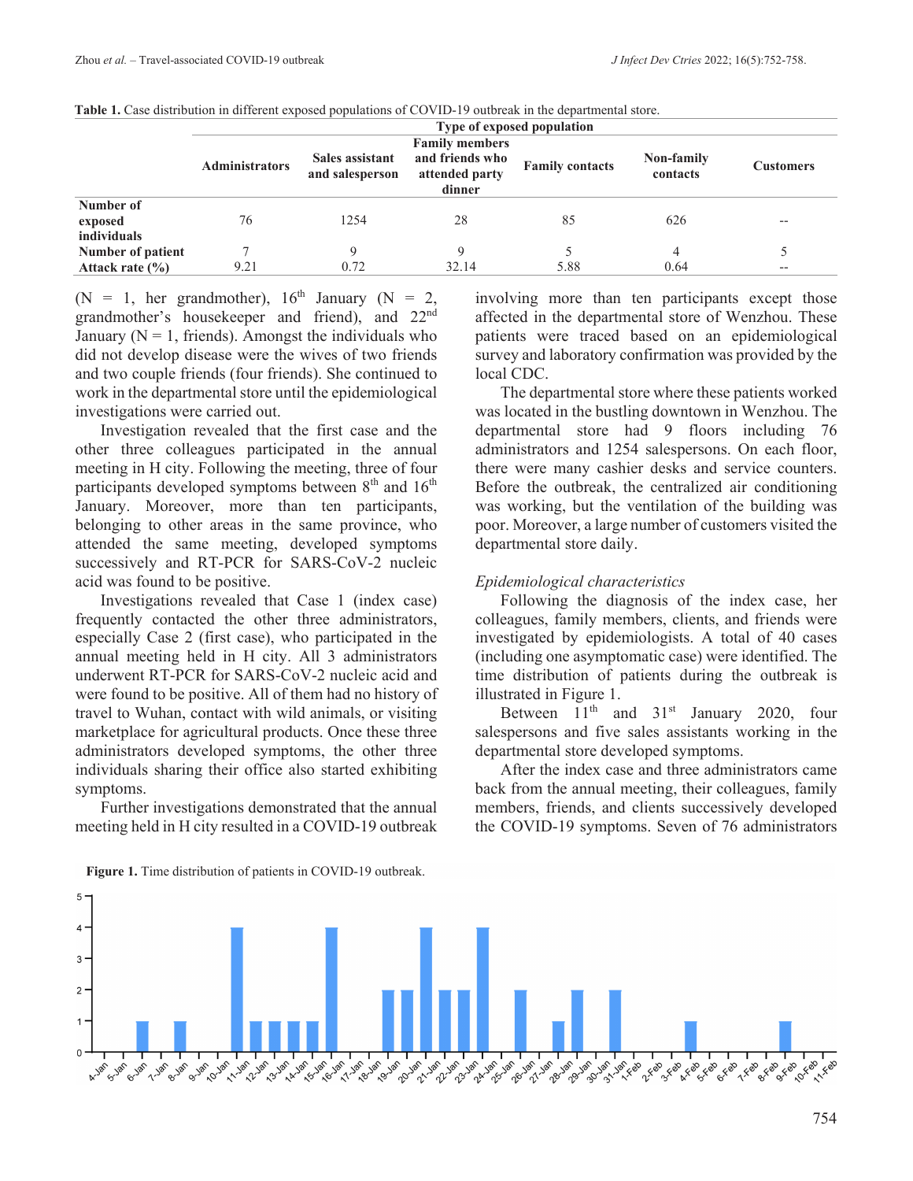**Table 1.** Case distribution in different exposed populations of COVID-19 outbreak in the departmental store.

| | Type of exposed population | | | | | |
|---|---|---|---|---|---|---|
| | Administrators | Sales assistant and salesperson | Family members and friends who attended party dinner | Family contacts | Non-family contacts | Customers |
| Number of exposed individuals | 76 | 1254 | 28 | 85 | 626 | -- |
| Number of patient | 7 | 9 | 9 | 5 | 4 | 5 |
| Attack rate (%) | 9.21 | 0.72 | 32.14 | 5.88 | 0.64 | -- |

(N = 1, her grandmother), 16th January (N = 2, grandmother's housekeeper and friend), and 22nd January (N = 1, friends). Amongst the individuals who did not develop disease were the wives of two friends and two couple friends (four friends). She continued to work in the departmental store until the epidemiological investigations were carried out.

Investigation revealed that the first case and the other three colleagues participated in the annual meeting in H city. Following the meeting, three of four participants developed symptoms between 8th and 16th January. Moreover, more than ten participants, belonging to other areas in the same province, who attended the same meeting, developed symptoms successively and RT-PCR for SARS-CoV-2 nucleic acid was found to be positive.

Investigations revealed that Case 1 (index case) frequently contacted the other three administrators, especially Case 2 (first case), who participated in the annual meeting held in H city. All 3 administrators underwent RT-PCR for SARS-CoV-2 nucleic acid and were found to be positive. All of them had no history of travel to Wuhan, contact with wild animals, or visiting marketplace for agricultural products. Once these three administrators developed symptoms, the other three individuals sharing their office also started exhibiting symptoms.

Further investigations demonstrated that the annual meeting held in H city resulted in a COVID-19 outbreak involving more than ten participants except those affected in the departmental store of Wenzhou. These patients were traced based on an epidemiological survey and laboratory confirmation was provided by the local CDC.

The departmental store where these patients worked was located in the bustling downtown in Wenzhou. The departmental store had 9 floors including 76 administrators and 1254 salespersons. On each floor, there were many cashier desks and service counters. Before the outbreak, the centralized air conditioning was working, but the ventilation of the building was poor. Moreover, a large number of customers visited the departmental store daily.

### *Epidemiological characteristics*

Following the diagnosis of the index case, her colleagues, family members, clients, and friends were investigated by epidemiologists. A total of 40 cases (including one asymptomatic case) were identified. The time distribution of patients during the outbreak is illustrated in Figure 1.

Between 11th and 31st January 2020, four salespersons and five sales assistants working in the departmental store developed symptoms.

After the index case and three administrators came back from the annual meeting, their colleagues, family members, friends, and clients successively developed the COVID-19 symptoms. Seven of 76 administrators

**Figure 1.** Time distribution of patients in COVID-19 outbreak.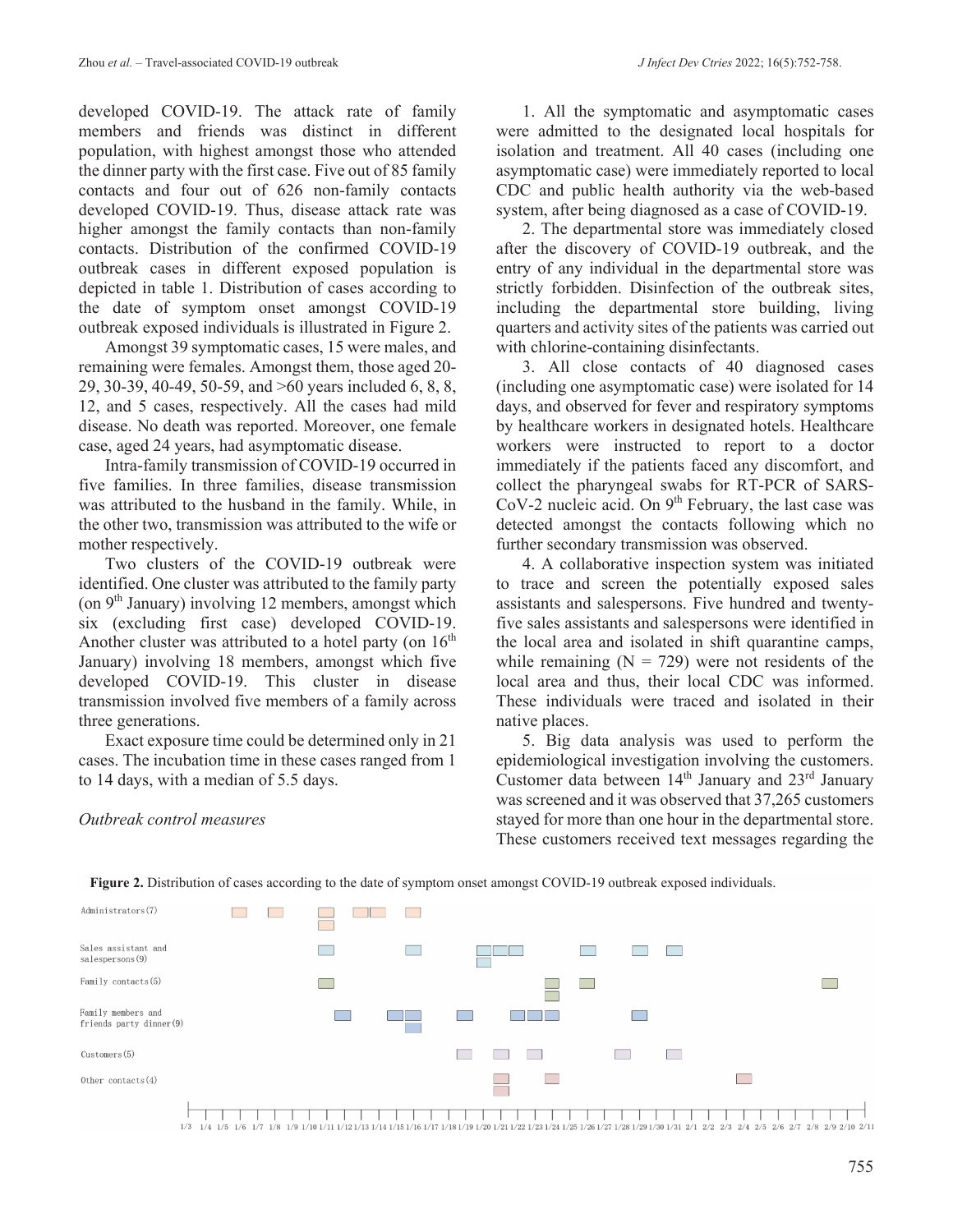developed COVID-19. The attack rate of family members and friends was distinct in different population, with highest amongst those who attended the dinner party with the first case. Five out of 85 family contacts and four out of 626 non-family contacts developed COVID-19. Thus, disease attack rate was higher amongst the family contacts than non-family contacts. Distribution of the confirmed COVID-19 outbreak cases in different exposed population is depicted in table 1. Distribution of cases according to the date of symptom onset amongst COVID-19 outbreak exposed individuals is illustrated in Figure 2.

Amongst 39 symptomatic cases, 15 were males, and remaining were females. Amongst them, those aged 20-29, 30-39, 40-49, 50-59, and >60 years included 6, 8, 8, 12, and 5 cases, respectively. All the cases had mild disease. No death was reported. Moreover, one female case, aged 24 years, had asymptomatic disease.

Intra-family transmission of COVID-19 occurred in five families. In three families, disease transmission was attributed to the husband in the family. While, in the other two, transmission was attributed to the wife or mother respectively.

Two clusters of the COVID-19 outbreak were identified. One cluster was attributed to the family party (on 9th January) involving 12 members, amongst which six (excluding first case) developed COVID-19. Another cluster was attributed to a hotel party (on 16th January) involving 18 members, amongst which five developed COVID-19. This cluster in disease transmission involved five members of a family across three generations.

Exact exposure time could be determined only in 21 cases. The incubation time in these cases ranged from 1 to 14 days, with a median of 5.5 days.

*Outbreak control measures*

1. All the symptomatic and asymptomatic cases were admitted to the designated local hospitals for isolation and treatment. All 40 cases (including one asymptomatic case) were immediately reported to local CDC and public health authority via the web-based system, after being diagnosed as a case of COVID-19.

2. The departmental store was immediately closed after the discovery of COVID-19 outbreak, and the entry of any individual in the departmental store was strictly forbidden. Disinfection of the outbreak sites, including the departmental store building, living quarters and activity sites of the patients was carried out with chlorine-containing disinfectants.

3. All close contacts of 40 diagnosed cases (including one asymptomatic case) were isolated for 14 days, and observed for fever and respiratory symptoms by healthcare workers in designated hotels. Healthcare workers were instructed to report to a doctor immediately if the patients faced any discomfort, and collect the pharyngeal swabs for RT-PCR of SARS-CoV-2 nucleic acid. On 9th February, the last case was detected amongst the contacts following which no further secondary transmission was observed.

4. A collaborative inspection system was initiated to trace and screen the potentially exposed sales assistants and salespersons. Five hundred and twenty-five sales assistants and salespersons were identified in the local area and isolated in shift quarantine camps, while remaining (N = 729) were not residents of the local area and thus, their local CDC was informed. These individuals were traced and isolated in their native places.

5. Big data analysis was used to perform the epidemiological investigation involving the customers. Customer data between 14th January and 23rd January was screened and it was observed that 37,265 customers stayed for more than one hour in the departmental store. These customers received text messages regarding the

**Figure 2.** Distribution of cases according to the date of symptom onset amongst COVID-19 outbreak exposed individuals.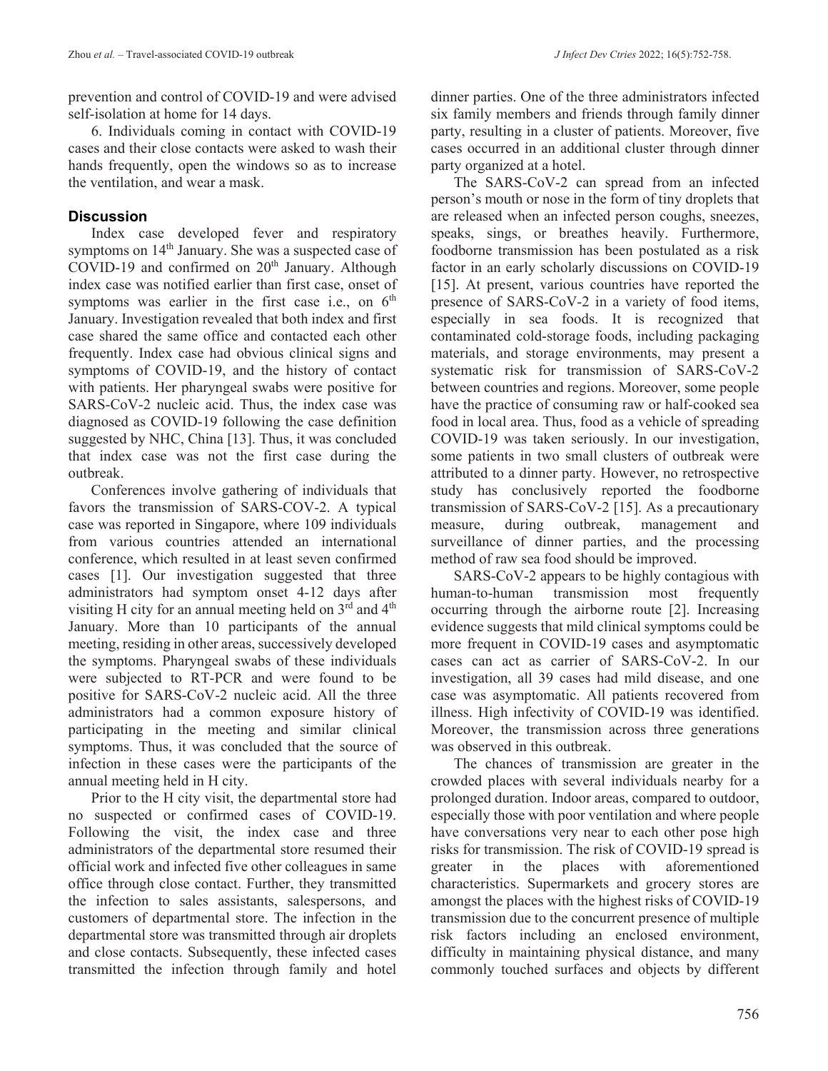prevention and control of COVID-19 and were advised self-isolation at home for 14 days.

6. Individuals coming in contact with COVID-19 cases and their close contacts were asked to wash their hands frequently, open the windows so as to increase the ventilation, and wear a mask.

## Discussion

Index case developed fever and respiratory symptoms on 14th January. She was a suspected case of COVID-19 and confirmed on 20th January. Although index case was notified earlier than first case, onset of symptoms was earlier in the first case i.e., on 6th January. Investigation revealed that both index and first case shared the same office and contacted each other frequently. Index case had obvious clinical signs and symptoms of COVID-19, and the history of contact with patients. Her pharyngeal swabs were positive for SARS-CoV-2 nucleic acid. Thus, the index case was diagnosed as COVID-19 following the case definition suggested by NHC, China [13]. Thus, it was concluded that index case was not the first case during the outbreak.

Conferences involve gathering of individuals that favors the transmission of SARS-COV-2. A typical case was reported in Singapore, where 109 individuals from various countries attended an international conference, which resulted in at least seven confirmed cases [1]. Our investigation suggested that three administrators had symptom onset 4-12 days after visiting H city for an annual meeting held on 3rd and 4th January. More than 10 participants of the annual meeting, residing in other areas, successively developed the symptoms. Pharyngeal swabs of these individuals were subjected to RT-PCR and were found to be positive for SARS-CoV-2 nucleic acid. All the three administrators had a common exposure history of participating in the meeting and similar clinical symptoms. Thus, it was concluded that the source of infection in these cases were the participants of the annual meeting held in H city.

Prior to the H city visit, the departmental store had no suspected or confirmed cases of COVID-19. Following the visit, the index case and three administrators of the departmental store resumed their official work and infected five other colleagues in same office through close contact. Further, they transmitted the infection to sales assistants, salespersons, and customers of departmental store. The infection in the departmental store was transmitted through air droplets and close contacts. Subsequently, these infected cases transmitted the infection through family and hotel dinner parties. One of the three administrators infected six family members and friends through family dinner party, resulting in a cluster of patients. Moreover, five cases occurred in an additional cluster through dinner party organized at a hotel.

The SARS-CoV-2 can spread from an infected person's mouth or nose in the form of tiny droplets that are released when an infected person coughs, sneezes, speaks, sings, or breathes heavily. Furthermore, foodborne transmission has been postulated as a risk factor in an early scholarly discussions on COVID-19 [15]. At present, various countries have reported the presence of SARS-CoV-2 in a variety of food items, especially in sea foods. It is recognized that contaminated cold-storage foods, including packaging materials, and storage environments, may present a systematic risk for transmission of SARS-CoV-2 between countries and regions. Moreover, some people have the practice of consuming raw or half-cooked sea food in local area. Thus, food as a vehicle of spreading COVID-19 was taken seriously. In our investigation, some patients in two small clusters of outbreak were attributed to a dinner party. However, no retrospective study has conclusively reported the foodborne transmission of SARS-CoV-2 [15]. As a precautionary measure, during outbreak, management and surveillance of dinner parties, and the processing method of raw sea food should be improved.

SARS-CoV-2 appears to be highly contagious with human-to-human transmission most frequently occurring through the airborne route [2]. Increasing evidence suggests that mild clinical symptoms could be more frequent in COVID-19 cases and asymptomatic cases can act as carrier of SARS-CoV-2. In our investigation, all 39 cases had mild disease, and one case was asymptomatic. All patients recovered from illness. High infectivity of COVID-19 was identified. Moreover, the transmission across three generations was observed in this outbreak.

The chances of transmission are greater in the crowded places with several individuals nearby for a prolonged duration. Indoor areas, compared to outdoor, especially those with poor ventilation and where people have conversations very near to each other pose high risks for transmission. The risk of COVID-19 spread is greater in the places with aforementioned characteristics. Supermarkets and grocery stores are amongst the places with the highest risks of COVID-19 transmission due to the concurrent presence of multiple risk factors including an enclosed environment, difficulty in maintaining physical distance, and many commonly touched surfaces and objects by different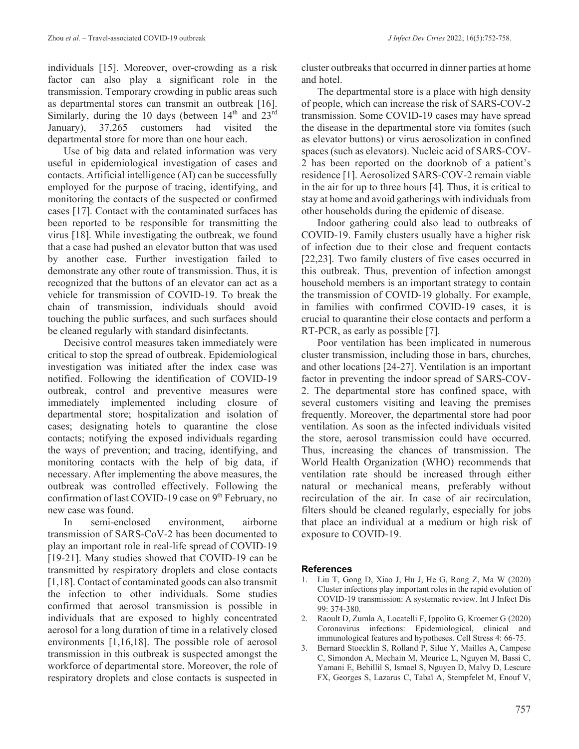individuals [15]. Moreover, over-crowding as a risk factor can also play a significant role in the transmission. Temporary crowding in public areas such as departmental stores can transmit an outbreak [16]. Similarly, during the 10 days (between 14th and 23rd January), 37,265 customers had visited the departmental store for more than one hour each.

Use of big data and related information was very useful in epidemiological investigation of cases and contacts. Artificial intelligence (AI) can be successfully employed for the purpose of tracing, identifying, and monitoring the contacts of the suspected or confirmed cases [17]. Contact with the contaminated surfaces has been reported to be responsible for transmitting the virus [18]. While investigating the outbreak, we found that a case had pushed an elevator button that was used by another case. Further investigation failed to demonstrate any other route of transmission. Thus, it is recognized that the buttons of an elevator can act as a vehicle for transmission of COVID-19. To break the chain of transmission, individuals should avoid touching the public surfaces, and such surfaces should be cleaned regularly with standard disinfectants.

Decisive control measures taken immediately were critical to stop the spread of outbreak. Epidemiological investigation was initiated after the index case was notified. Following the identification of COVID-19 outbreak, control and preventive measures were immediately implemented including closure of departmental store; hospitalization and isolation of cases; designating hotels to quarantine the close contacts; notifying the exposed individuals regarding the ways of prevention; and tracing, identifying, and monitoring contacts with the help of big data, if necessary. After implementing the above measures, the outbreak was controlled effectively. Following the confirmation of last COVID-19 case on 9th February, no new case was found.

In semi-enclosed environment, airborne transmission of SARS-CoV-2 has been documented to play an important role in real-life spread of COVID-19 [19-21]. Many studies showed that COVID-19 can be transmitted by respiratory droplets and close contacts [1,18]. Contact of contaminated goods can also transmit the infection to other individuals. Some studies confirmed that aerosol transmission is possible in individuals that are exposed to highly concentrated aerosol for a long duration of time in a relatively closed environments [1,16,18]. The possible role of aerosol transmission in this outbreak is suspected amongst the workforce of departmental store. Moreover, the role of respiratory droplets and close contacts is suspected in cluster outbreaks that occurred in dinner parties at home and hotel.

The departmental store is a place with high density of people, which can increase the risk of SARS-COV-2 transmission. Some COVID-19 cases may have spread the disease in the departmental store via fomites (such as elevator buttons) or virus aerosolization in confined spaces (such as elevators). Nucleic acid of SARS-COV-2 has been reported on the doorknob of a patient's residence [1]. Aerosolized SARS-COV-2 remain viable in the air for up to three hours [4]. Thus, it is critical to stay at home and avoid gatherings with individuals from other households during the epidemic of disease.

Indoor gathering could also lead to outbreaks of COVID-19. Family clusters usually have a higher risk of infection due to their close and frequent contacts [22,23]. Two family clusters of five cases occurred in this outbreak. Thus, prevention of infection amongst household members is an important strategy to contain the transmission of COVID-19 globally. For example, in families with confirmed COVID-19 cases, it is crucial to quarantine their close contacts and perform a RT-PCR, as early as possible [7].

Poor ventilation has been implicated in numerous cluster transmission, including those in bars, churches, and other locations [24-27]. Ventilation is an important factor in preventing the indoor spread of SARS-COV-2. The departmental store has confined space, with several customers visiting and leaving the premises frequently. Moreover, the departmental store had poor ventilation. As soon as the infected individuals visited the store, aerosol transmission could have occurred. Thus, increasing the chances of transmission. The World Health Organization (WHO) recommends that ventilation rate should be increased through either natural or mechanical means, preferably without recirculation of the air. In case of air recirculation, filters should be cleaned regularly, especially for jobs that place an individual at a medium or high risk of exposure to COVID-19.

## References

1. Liu T, Gong D, Xiao J, Hu J, He G, Rong Z, Ma W (2020) Cluster infections play important roles in the rapid evolution of COVID-19 transmission: A systematic review. Int J Infect Dis 99: 374-380.
2. Raoult D, Zumla A, Locatelli F, Ippolito G, Kroemer G (2020) Coronavirus infections: Epidemiological, clinical and immunological features and hypotheses. Cell Stress 4: 66-75.
3. Bernard Stoecklin S, Rolland P, Silue Y, Mailles A, Campese C, Simondon A, Mechain M, Meurice L, Nguyen M, Bassi C, Yamani E, Behillil S, Ismael S, Nguyen D, Malvy D, Lescure FX, Georges S, Lazarus C, Tabaï A, Stempfelet M, Enouf V,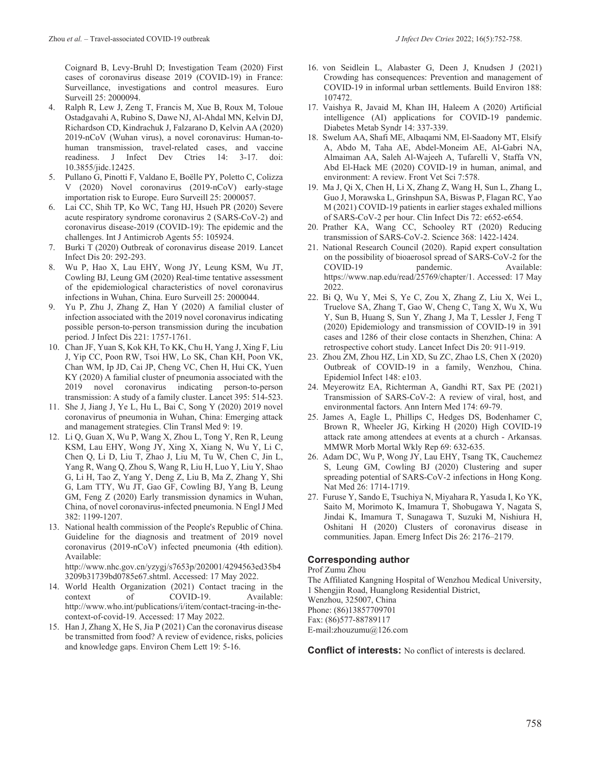Coignard B, Levy-Bruhl D; Investigation Team (2020) First cases of coronavirus disease 2019 (COVID-19) in France: Surveillance, investigations and control measures. Euro Surveill 25: 2000094.

4. Ralph R, Lew J, Zeng T, Francis M, Xue B, Roux M, Toloue Ostadgavahi A, Rubino S, Dawe NJ, Al-Ahdal MN, Kelvin DJ, Richardson CD, Kindrachuk J, Falzarano D, Kelvin AA (2020) 2019-nCoV (Wuhan virus), a novel coronavirus: Human-to-human transmission, travel-related cases, and vaccine readiness. J Infect Dev Ctries 14: 3-17. doi: 10.3855/jidc.12425.
5. Pullano G, Pinotti F, Valdano E, Boëlle PY, Poletto C, Colizza V (2020) Novel coronavirus (2019-nCoV) early-stage importation risk to Europe. Euro Surveill 25: 2000057.
6. Lai CC, Shih TP, Ko WC, Tang HJ, Hsueh PR (2020) Severe acute respiratory syndrome coronavirus 2 (SARS-CoV-2) and coronavirus disease-2019 (COVID-19): The epidemic and the challenges. Int J Antimicrob Agents 55: 105924.
7. Burki T (2020) Outbreak of coronavirus disease 2019. Lancet Infect Dis 20: 292-293.
8. Wu P, Hao X, Lau EHY, Wong JY, Leung KSM, Wu JT, Cowling BJ, Leung GM (2020) Real-time tentative assessment of the epidemiological characteristics of novel coronavirus infections in Wuhan, China. Euro Surveill 25: 2000044.
9. Yu P, Zhu J, Zhang Z, Han Y (2020) A familial cluster of infection associated with the 2019 novel coronavirus indicating possible person-to-person transmission during the incubation period. J Infect Dis 221: 1757-1761.
10. Chan JF, Yuan S, Kok KH, To KK, Chu H, Yang J, Xing F, Liu J, Yip CC, Poon RW, Tsoi HW, Lo SK, Chan KH, Poon VK, Chan WM, Ip JD, Cai JP, Cheng VC, Chen H, Hui CK, Yuen KY (2020) A familial cluster of pneumonia associated with the 2019 novel coronavirus indicating person-to-person transmission: A study of a family cluster. Lancet 395: 514-523.
11. She J, Jiang J, Ye L, Hu L, Bai C, Song Y (2020) 2019 novel coronavirus of pneumonia in Wuhan, China: Emerging attack and management strategies. Clin Transl Med 9: 19.
12. Li Q, Guan X, Wu P, Wang X, Zhou L, Tong Y, Ren R, Leung KSM, Lau EHY, Wong JY, Xing X, Xiang N, Wu Y, Li C, Chen Q, Li D, Liu T, Zhao J, Liu M, Tu W, Chen C, Jin L, Yang R, Wang Q, Zhou S, Wang R, Liu H, Luo Y, Liu Y, Shao G, Li H, Tao Z, Yang Y, Deng Z, Liu B, Ma Z, Zhang Y, Shi G, Lam TTY, Wu JT, Gao GF, Cowling BJ, Yang B, Leung GM, Feng Z (2020) Early transmission dynamics in Wuhan, China, of novel coronavirus-infected pneumonia. N Engl J Med 382: 1199-1207.
13. National health commission of the People's Republic of China. Guideline for the diagnosis and treatment of 2019 novel coronavirus (2019-nCoV) infected pneumonia (4th edition). Available: http://www.nhc.gov.cn/yzygj/s7653p/202001/4294563ed35b43209b31739bd0785e67.shtml. Accessed: 17 May 2022.
14. World Health Organization (2021) Contact tracing in the context of COVID-19. Available: http://www.who.int/publications/i/item/contact-tracing-in-the-context-of-covid-19. Accessed: 17 May 2022.
15. Han J, Zhang X, He S, Jia P (2021) Can the coronavirus disease be transmitted from food? A review of evidence, risks, policies and knowledge gaps. Environ Chem Lett 19: 5-16.
16. von Seidlein L, Alabaster G, Deen J, Knudsen J (2021) Crowding has consequences: Prevention and management of COVID-19 in informal urban settlements. Build Environ 188: 107472.
17. Vaishya R, Javaid M, Khan IH, Haleem A (2020) Artificial intelligence (AI) applications for COVID-19 pandemic. Diabetes Metab Syndr 14: 337-339.
18. Swelum AA, Shafi ME, Albaqami NM, El-Saadony MT, Elsify A, Abdo M, Taha AE, Abdel-Moneim AE, Al-Gabri NA, Almaiman AA, Saleh Al-Wajeeh A, Tufarelli V, Staffa VN, Abd El-Hack ME (2020) COVID-19 in human, animal, and environment: A review. Front Vet Sci 7:578.
19. Ma J, Qi X, Chen H, Li X, Zhang Z, Wang H, Sun L, Zhang L, Guo J, Morawska L, Grinshpun SA, Biswas P, Flagan RC, Yao M (2021) COVID-19 patients in earlier stages exhaled millions of SARS-CoV-2 per hour. Clin Infect Dis 72: e652-e654.
20. Prather KA, Wang CC, Schooley RT (2020) Reducing transmission of SARS-CoV-2. Science 368: 1422-1424.
21. National Research Council (2020). Rapid expert consultation on the possibility of bioaerosol spread of SARS-CoV-2 for the COVID-19 pandemic. Available: https://www.nap.edu/read/25769/chapter/1. Accessed: 17 May 2022.
22. Bi Q, Wu Y, Mei S, Ye C, Zou X, Zhang Z, Liu X, Wei L, Truelove SA, Zhang T, Gao W, Cheng C, Tang X, Wu X, Wu Y, Sun B, Huang S, Sun Y, Zhang J, Ma T, Lessler J, Feng T (2020) Epidemiology and transmission of COVID-19 in 391 cases and 1286 of their close contacts in Shenzhen, China: A retrospective cohort study. Lancet Infect Dis 20: 911-919.
23. Zhou ZM, Zhou HZ, Lin XD, Su ZC, Zhao LS, Chen X (2020) Outbreak of COVID-19 in a family, Wenzhou, China. Epidemiol Infect 148: e103.
24. Meyerowitz EA, Richterman A, Gandhi RT, Sax PE (2021) Transmission of SARS-CoV-2: A review of viral, host, and environmental factors. Ann Intern Med 174: 69-79.
25. James A, Eagle L, Phillips C, Hedges DS, Bodenhamer C, Brown R, Wheeler JG, Kirking H (2020) High COVID-19 attack rate among attendees at events at a church - Arkansas. MMWR Morb Mortal Wkly Rep 69: 632-635.
26. Adam DC, Wu P, Wong JY, Lau EHY, Tsang TK, Cauchemez S, Leung GM, Cowling BJ (2020) Clustering and super spreading potential of SARS-CoV-2 infections in Hong Kong. Nat Med 26: 1714-1719.
27. Furuse Y, Sando E, Tsuchiya N, Miyahara R, Yasuda I, Ko YK, Saito M, Morimoto K, Imamura T, Shobugawa Y, Nagata S, Jindai K, Imamura T, Sunagawa T, Suzuki M, Nishiura H, Oshitani H (2020) Clusters of coronavirus disease in communities. Japan. Emerg Infect Dis 26: 2176–2179.

## Corresponding author

Prof Zumu Zhou
The Affiliated Kangning Hospital of Wenzhou Medical University,
1 Shengjin Road, Huanglong Residential District,
Wenzhou, 325007, China
Phone: (86)13857709701
Fax: (86)577-88789117
E-mail:zhouzumu@126.com

**Conflict of interests:** No conflict of interests is declared.